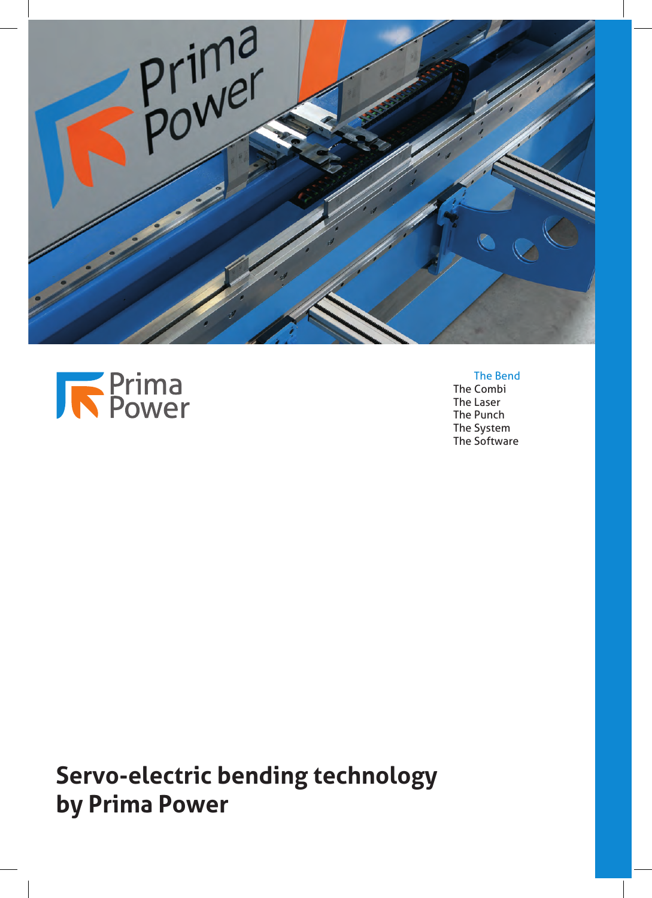Prima Power

The Bend
The Combi
The Laser
The Punch
The System
The Software

# Servo-electric bending technology by Prima Power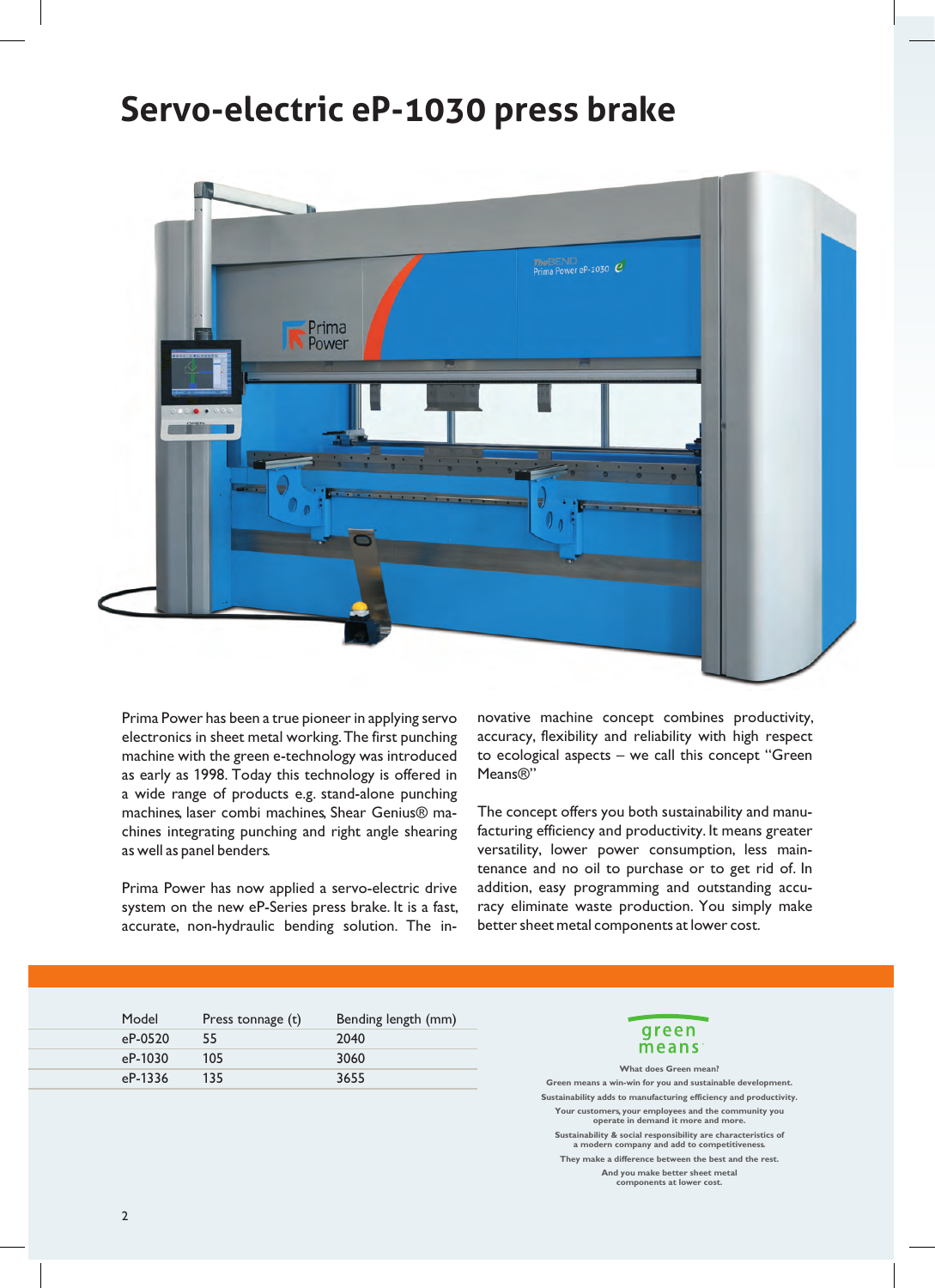# Servo-electric eP-1030 press brake

Prima Power has been a true pioneer in applying servo electronics in sheet metal working. The first punching machine with the green e-technology was introduced as early as 1998. Today this technology is offered in a wide range of products e.g. stand-alone punching machines, laser combi machines, Shear Genius® machines integrating punching and right angle shearing as well as panel benders.

Prima Power has now applied a servo-electric drive system on the new eP-Series press brake. It is a fast, accurate, non-hydraulic bending solution. The innovative machine concept combines productivity, accuracy, flexibility and reliability with high respect to ecological aspects – we call this concept "Green Means®"

The concept offers you both sustainability and manufacturing efficiency and productivity. It means greater versatility, lower power consumption, less maintenance and no oil to purchase or to get rid of. In addition, easy programming and outstanding accuracy eliminate waste production. You simply make better sheet metal components at lower cost.

| Model | Press tonnage (t) | Bending length (mm) |
|---|---|---|
| eP-0520 | 55 | 2040 |
| eP-1030 | 105 | 3060 |
| eP-1336 | 135 | 3655 |

green means

**What does Green mean?**

**Green means a win-win for you and sustainable development.**

**Sustainability adds to manufacturing efficiency and productivity.**

**Your customers, your employees and the community you operate in demand it more and more.**

**Sustainability & social responsibility are characteristics of a modern company and add to competitiveness.**

**They make a difference between the best and the rest.**

**And you make better sheet metal components at lower cost.**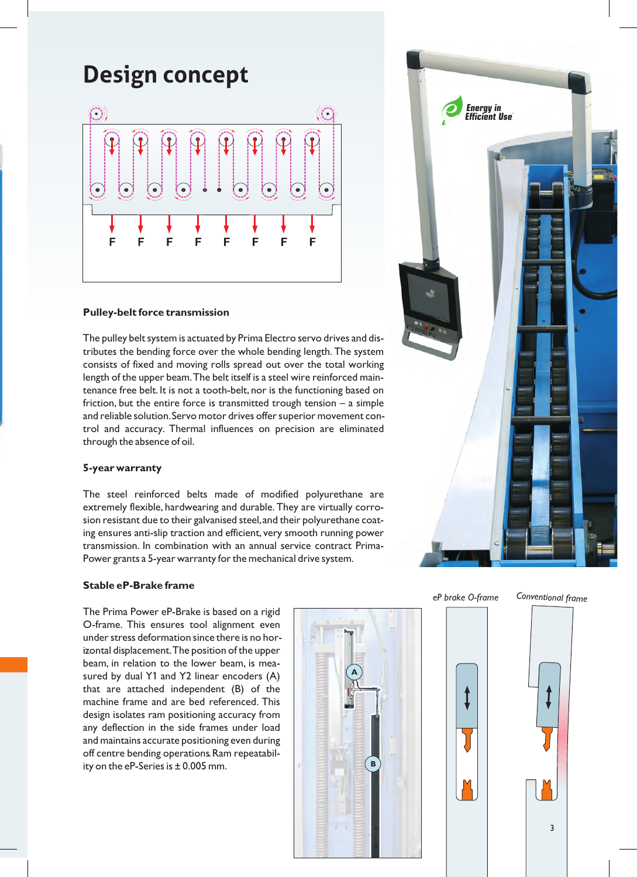# Design concept

F F F F F F F F

**Pulley-belt force transmission**

The pulley belt system is actuated by Prima Electro servo drives and distributes the bending force over the whole bending length. The system consists of fixed and moving rolls spread out over the total working length of the upper beam. The belt itself is a steel wire reinforced maintenance free belt. It is not a tooth-belt, nor is the functioning based on friction, but the entire force is transmitted trough tension – a simple and reliable solution. Servo motor drives offer superior movement control and accuracy. Thermal influences on precision are eliminated through the absence of oil.

**5-year warranty**

The steel reinforced belts made of modified polyurethane are extremely flexible, hardwearing and durable. They are virtually corrosion resistant due to their galvanised steel, and their polyurethane coating ensures anti-slip traction and efficient, very smooth running power transmission. In combination with an annual service contract Prima-Power grants a 5-year warranty for the mechanical drive system.

Energy in Efficient Use

**Stable eP-Brake frame**

The Prima Power eP-Brake is based on a rigid O-frame. This ensures tool alignment even under stress deformation since there is no horizontal displacement. The position of the upper beam, in relation to the lower beam, is measured by dual Y1 and Y2 linear encoders (A) that are attached independent (B) of the machine frame and are bed referenced. This design isolates ram positioning accuracy from any deflection in the side frames under load and maintains accurate positioning even during off centre bending operations. Ram repeatability on the eP-Series is ± 0.005 mm.

A

B

*eP brake O-frame*

*Conventional frame*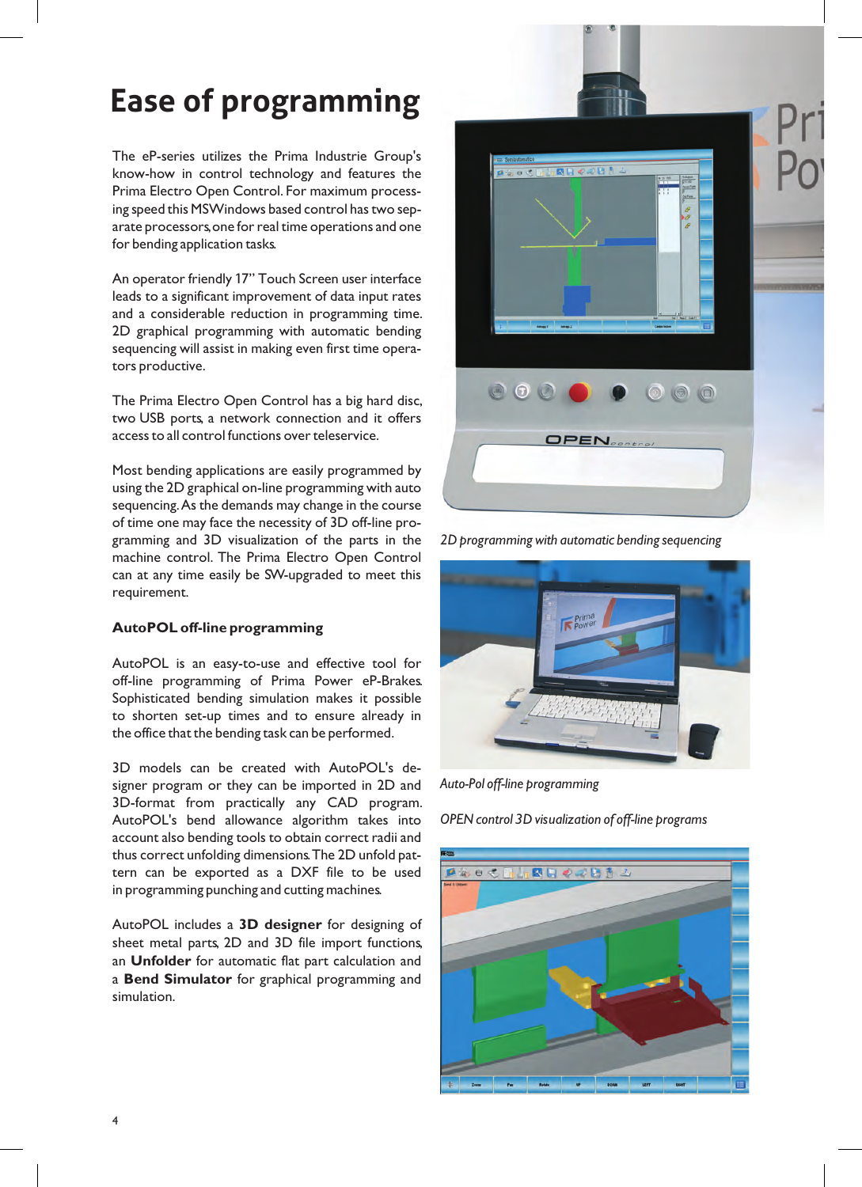# Ease of programming

The eP-series utilizes the Prima Industrie Group's know-how in control technology and features the Prima Electro Open Control. For maximum processing speed this MSWindows based control has two separate processors, one for real time operations and one for bending application tasks.

An operator friendly 17" Touch Screen user interface leads to a significant improvement of data input rates and a considerable reduction in programming time. 2D graphical programming with automatic bending sequencing will assist in making even first time operators productive.

The Prima Electro Open Control has a big hard disc, two USB ports, a network connection and it offers access to all control functions over teleservice.

Most bending applications are easily programmed by using the 2D graphical on-line programming with auto sequencing. As the demands may change in the course of time one may face the necessity of 3D off-line programming and 3D visualization of the parts in the machine control. The Prima Electro Open Control can at any time easily be SW-upgraded to meet this requirement.

### AutoPOL off-line programming

AutoPOL is an easy-to-use and effective tool for off-line programming of Prima Power eP-Brakes. Sophisticated bending simulation makes it possible to shorten set-up times and to ensure already in the office that the bending task can be performed.

3D models can be created with AutoPOL's designer program or they can be imported in 2D and 3D-format from practically any CAD program. AutoPOL's bend allowance algorithm takes into account also bending tools to obtain correct radii and thus correct unfolding dimensions. The 2D unfold pattern can be exported as a DXF file to be used in programming punching and cutting machines.

AutoPOL includes a **3D designer** for designing of sheet metal parts, 2D and 3D file import functions, an **Unfolder** for automatic flat part calculation and a **Bend Simulator** for graphical programming and simulation.

*2D programming with automatic bending sequencing*

*Auto-Pol off-line programming*

*OPEN control 3D visualization of off-line programs*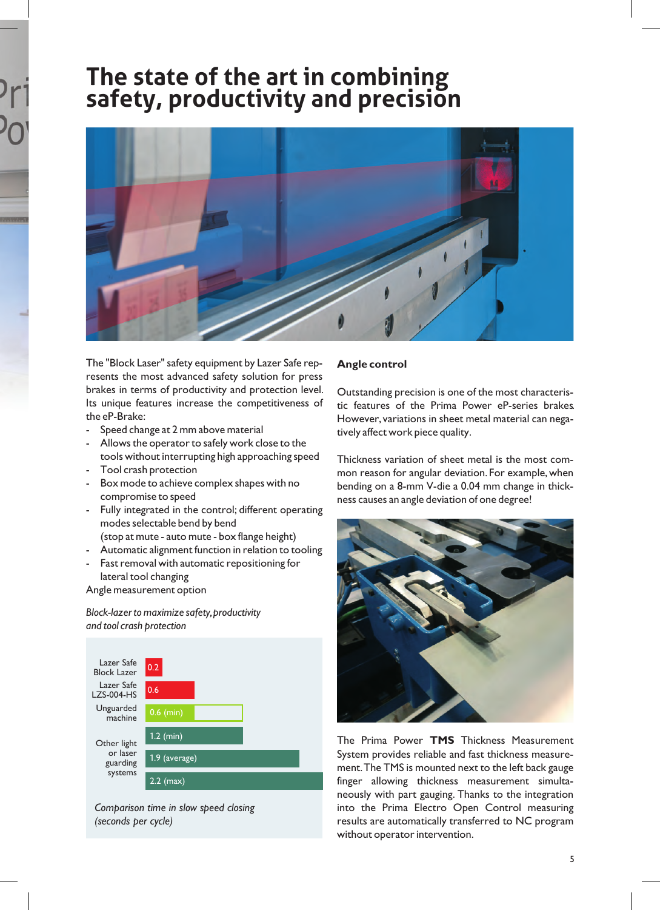# The state of the art in combining safety, productivity and precision

The "Block Laser" safety equipment by Lazer Safe represents the most advanced safety solution for press brakes in terms of productivity and protection level. Its unique features increase the competitiveness of the eP-Brake:

- Speed change at 2 mm above material
- Allows the operator to safely work close to the tools without interrupting high approaching speed
- Tool crash protection
- Box mode to achieve complex shapes with no compromise to speed
- Fully integrated in the control; different operating modes selectable bend by bend (stop at mute - auto mute - box flange height)
- Automatic alignment function in relation to tooling
- Fast removal with automatic repositioning for lateral tool changing

Angle measurement option

*Block-lazer to maximize safety, productivity and tool crash protection*

Lazer Safe Block Lazer 0.2
Lazer Safe LZS-004-HS 0.6
Unguarded machine 0.6 (min)
Other light or laser guarding systems 1.2 (min) 1.9 (average) 2.2 (max)

*Comparison time in slow speed closing (seconds per cycle)*

## Angle control

Outstanding precision is one of the most characteristic features of the Prima Power eP-series brakes. However, variations in sheet metal material can negatively affect work piece quality.

Thickness variation of sheet metal is the most common reason for angular deviation. For example, when bending on a 8-mm V-die a 0.04 mm change in thickness causes an angle deviation of one degree!

The Prima Power **TMS** Thickness Measurement System provides reliable and fast thickness measurement. The TMS is mounted next to the left back gauge finger allowing thickness measurement simultaneously with part gauging. Thanks to the integration into the Prima Electro Open Control measuring results are automatically transferred to NC program without operator intervention.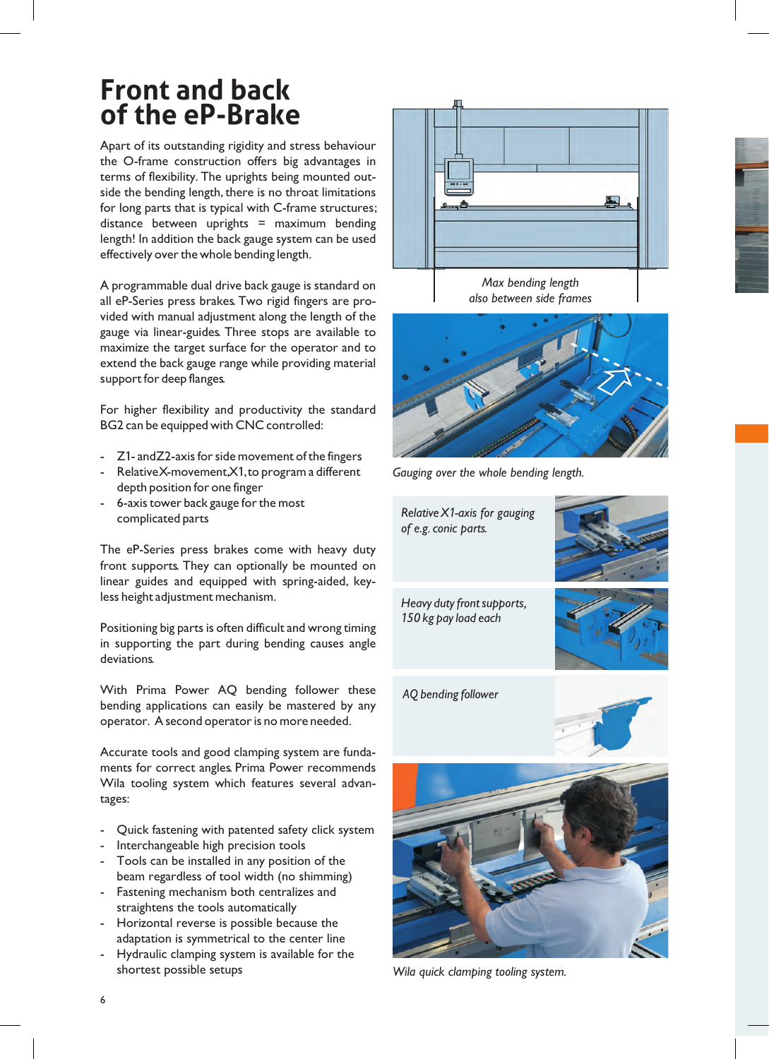# Front and back of the eP-Brake

Apart of its outstanding rigidity and stress behaviour the O-frame construction offers big advantages in terms of flexibility. The uprights being mounted outside the bending length, there is no throat limitations for long parts that is typical with C-frame structures; distance between uprights = maximum bending length! In addition the back gauge system can be used effectively over the whole bending length.

A programmable dual drive back gauge is standard on all eP-Series press brakes. Two rigid fingers are provided with manual adjustment along the length of the gauge via linear-guides. Three stops are available to maximize the target surface for the operator and to extend the back gauge range while providing material support for deep flanges.

For higher flexibility and productivity the standard BG2 can be equipped with CNC controlled:

- Z1- and Z2-axis for side movement of the fingers
- Relative X-movement, X1, to program a different depth position for one finger
- 6-axis tower back gauge for the most complicated parts

The eP-Series press brakes come with heavy duty front supports. They can optionally be mounted on linear guides and equipped with spring-aided, keyless height adjustment mechanism.

Positioning big parts is often difficult and wrong timing in supporting the part during bending causes angle deviations.

With Prima Power AQ bending follower these bending applications can easily be mastered by any operator. A second operator is no more needed.

Accurate tools and good clamping system are fundaments for correct angles. Prima Power recommends Wila tooling system which features several advantages:

- Quick fastening with patented safety click system
- Interchangeable high precision tools
- Tools can be installed in any position of the beam regardless of tool width (no shimming)
- Fastening mechanism both centralizes and straightens the tools automatically
- Horizontal reverse is possible because the adaptation is symmetrical to the center line
- Hydraulic clamping system is available for the shortest possible setups

*Max bending length also between side frames*

*Gauging over the whole bending length.*

*Relative X1-axis for gauging of e.g. conic parts.*

*Heavy duty front supports, 150 kg pay load each*

*AQ bending follower*

*Wila quick clamping tooling system.*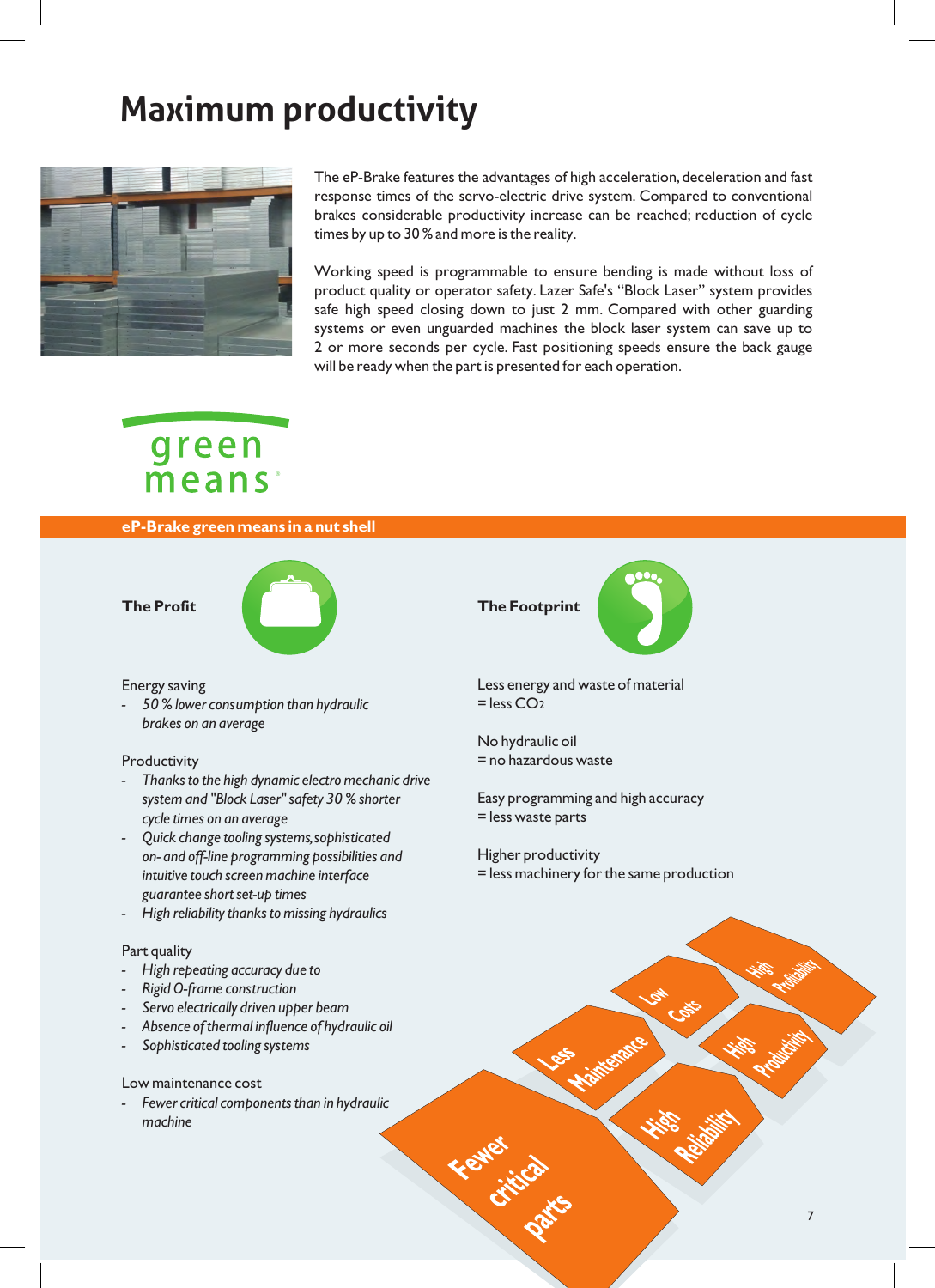# Maximum productivity

The eP-Brake features the advantages of high acceleration, deceleration and fast response times of the servo-electric drive system. Compared to conventional brakes considerable productivity increase can be reached; reduction of cycle times by up to 30 % and more is the reality.

Working speed is programmable to ensure bending is made without loss of product quality or operator safety. Lazer Safe's "Block Laser" system provides safe high speed closing down to just 2 mm. Compared with other guarding systems or even unguarded machines the block laser system can save up to 2 or more seconds per cycle. Fast positioning speeds ensure the back gauge will be ready when the part is presented for each operation.

green means

**eP-Brake green means in a nut shell**

**The Profit**

Energy saving

- *50 % lower consumption than hydraulic brakes on an average*

Productivity

- *Thanks to the high dynamic electro mechanic drive system and "Block Laser" safety 30 % shorter cycle times on an average*
- *Quick change tooling systems, sophisticated on- and off-line programming possibilities and intuitive touch screen machine interface guarantee short set-up times*
- *High reliability thanks to missing hydraulics*

Part quality

- *High repeating accuracy due to*
- *Rigid O-frame construction*
- *Servo electrically driven upper beam*
- *Absence of thermal influence of hydraulic oil*
- *Sophisticated tooling systems*

Low maintenance cost

- *Fewer critical components than in hydraulic machine*

**The Footprint**

Less energy and waste of material
= less $CO_2$

No hydraulic oil
= no hazardous waste

Easy programming and high accuracy
= less waste parts

Higher productivity
= less machinery for the same production

High Profitability

Low Costs

High Productivity

Less Maintenance

High Reliability

Fewer critical parts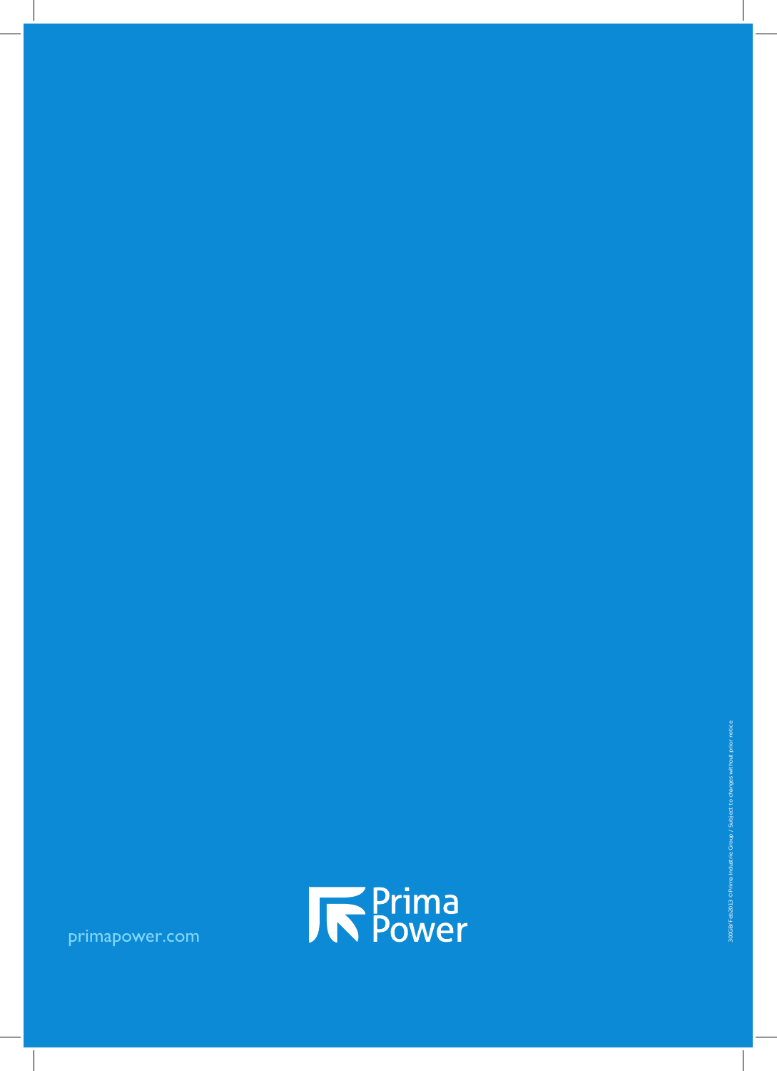primapower.com

Prima Power

300GB/Feb2013 ©Prima Industrie Group / Subject to changes without prior notice